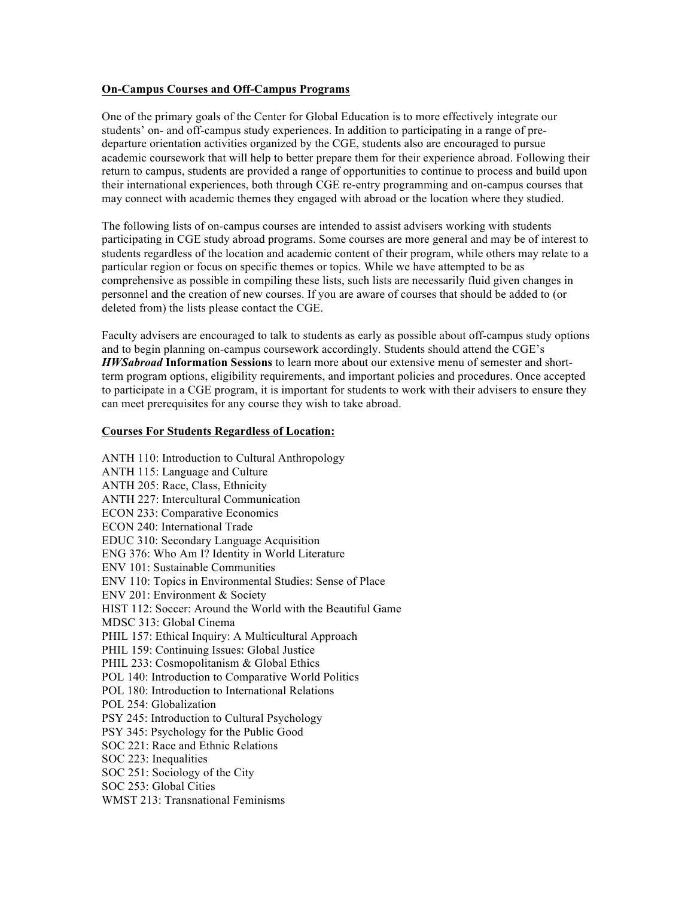## On-Campus Courses and Off-Campus Programs

One of the primary goals of the Center for Global Education is to more effectively integrate our students' on- and off-campus study experiences. In addition to participating in a range of pre-departure orientation activities organized by the CGE, students also are encouraged to pursue academic coursework that will help to better prepare them for their experience abroad. Following their return to campus, students are provided a range of opportunities to continue to process and build upon their international experiences, both through CGE re-entry programming and on-campus courses that may connect with academic themes they engaged with abroad or the location where they studied.

The following lists of on-campus courses are intended to assist advisers working with students participating in CGE study abroad programs. Some courses are more general and may be of interest to students regardless of the location and academic content of their program, while others may relate to a particular region or focus on specific themes or topics. While we have attempted to be as comprehensive as possible in compiling these lists, such lists are necessarily fluid given changes in personnel and the creation of new courses. If you are aware of courses that should be added to (or deleted from) the lists please contact the CGE.

Faculty advisers are encouraged to talk to students as early as possible about off-campus study options and to begin planning on-campus coursework accordingly. Students should attend the CGE's ***HWSabroad* Information Sessions** to learn more about our extensive menu of semester and short-term program options, eligibility requirements, and important policies and procedures. Once accepted to participate in a CGE program, it is important for students to work with their advisers to ensure they can meet prerequisites for any course they wish to take abroad.

### Courses For Students Regardless of Location:

ANTH 110: Introduction to Cultural Anthropology
ANTH 115: Language and Culture
ANTH 205: Race, Class, Ethnicity
ANTH 227: Intercultural Communication
ECON 233: Comparative Economics
ECON 240: International Trade
EDUC 310: Secondary Language Acquisition
ENG 376: Who Am I? Identity in World Literature
ENV 101: Sustainable Communities
ENV 110: Topics in Environmental Studies: Sense of Place
ENV 201: Environment & Society
HIST 112: Soccer: Around the World with the Beautiful Game
MDSC 313: Global Cinema
PHIL 157: Ethical Inquiry: A Multicultural Approach
PHIL 159: Continuing Issues: Global Justice
PHIL 233: Cosmopolitanism & Global Ethics
POL 140: Introduction to Comparative World Politics
POL 180: Introduction to International Relations
POL 254: Globalization
PSY 245: Introduction to Cultural Psychology
PSY 345: Psychology for the Public Good
SOC 221: Race and Ethnic Relations
SOC 223: Inequalities
SOC 251: Sociology of the City
SOC 253: Global Cities
WMST 213: Transnational Feminisms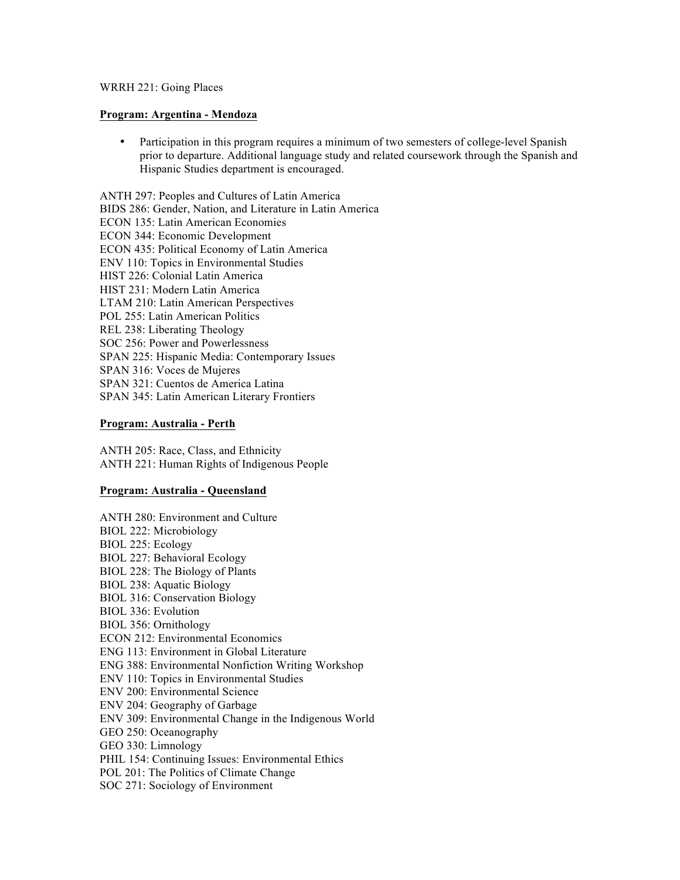WRRH 221: Going Places

**Program: Argentina - Mendoza**

- Participation in this program requires a minimum of two semesters of college-level Spanish prior to departure. Additional language study and related coursework through the Spanish and Hispanic Studies department is encouraged.

ANTH 297: Peoples and Cultures of Latin America
BIDS 286: Gender, Nation, and Literature in Latin America
ECON 135: Latin American Economies
ECON 344: Economic Development
ECON 435: Political Economy of Latin America
ENV 110: Topics in Environmental Studies
HIST 226: Colonial Latin America
HIST 231: Modern Latin America
LTAM 210: Latin American Perspectives
POL 255: Latin American Politics
REL 238: Liberating Theology
SOC 256: Power and Powerlessness
SPAN 225: Hispanic Media: Contemporary Issues
SPAN 316: Voces de Mujeres
SPAN 321: Cuentos de America Latina
SPAN 345: Latin American Literary Frontiers

**Program: Australia - Perth**

ANTH 205: Race, Class, and Ethnicity
ANTH 221: Human Rights of Indigenous People

**Program: Australia - Queensland**

ANTH 280: Environment and Culture
BIOL 222: Microbiology
BIOL 225: Ecology
BIOL 227: Behavioral Ecology
BIOL 228: The Biology of Plants
BIOL 238: Aquatic Biology
BIOL 316: Conservation Biology
BIOL 336: Evolution
BIOL 356: Ornithology
ECON 212: Environmental Economics
ENG 113: Environment in Global Literature
ENG 388: Environmental Nonfiction Writing Workshop
ENV 110: Topics in Environmental Studies
ENV 200: Environmental Science
ENV 204: Geography of Garbage
ENV 309: Environmental Change in the Indigenous World
GEO 250: Oceanography
GEO 330: Limnology
PHIL 154: Continuing Issues: Environmental Ethics
POL 201: The Politics of Climate Change
SOC 271: Sociology of Environment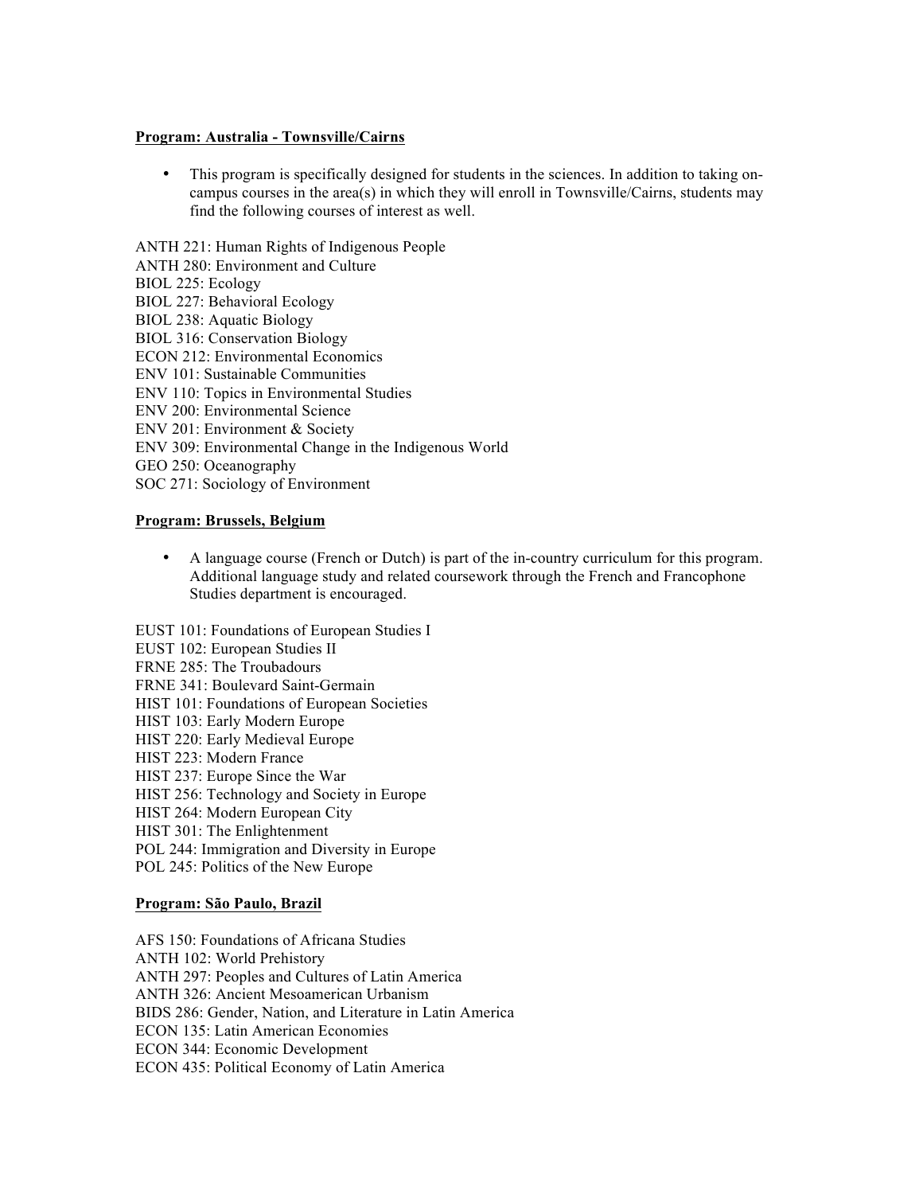**Program: Australia - Townsville/Cairns**

- This program is specifically designed for students in the sciences. In addition to taking on-campus courses in the area(s) in which they will enroll in Townsville/Cairns, students may find the following courses of interest as well.

ANTH 221: Human Rights of Indigenous People
ANTH 280: Environment and Culture
BIOL 225: Ecology
BIOL 227: Behavioral Ecology
BIOL 238: Aquatic Biology
BIOL 316: Conservation Biology
ECON 212: Environmental Economics
ENV 101: Sustainable Communities
ENV 110: Topics in Environmental Studies
ENV 200: Environmental Science
ENV 201: Environment & Society
ENV 309: Environmental Change in the Indigenous World
GEO 250: Oceanography
SOC 271: Sociology of Environment

**Program: Brussels, Belgium**

- A language course (French or Dutch) is part of the in-country curriculum for this program. Additional language study and related coursework through the French and Francophone Studies department is encouraged.

EUST 101: Foundations of European Studies I
EUST 102: European Studies II
FRNE 285: The Troubadours
FRNE 341: Boulevard Saint-Germain
HIST 101: Foundations of European Societies
HIST 103: Early Modern Europe
HIST 220: Early Medieval Europe
HIST 223: Modern France
HIST 237: Europe Since the War
HIST 256: Technology and Society in Europe
HIST 264: Modern European City
HIST 301: The Enlightenment
POL 244: Immigration and Diversity in Europe
POL 245: Politics of the New Europe

**Program: São Paulo, Brazil**

AFS 150: Foundations of Africana Studies
ANTH 102: World Prehistory
ANTH 297: Peoples and Cultures of Latin America
ANTH 326: Ancient Mesoamerican Urbanism
BIDS 286: Gender, Nation, and Literature in Latin America
ECON 135: Latin American Economies
ECON 344: Economic Development
ECON 435: Political Economy of Latin America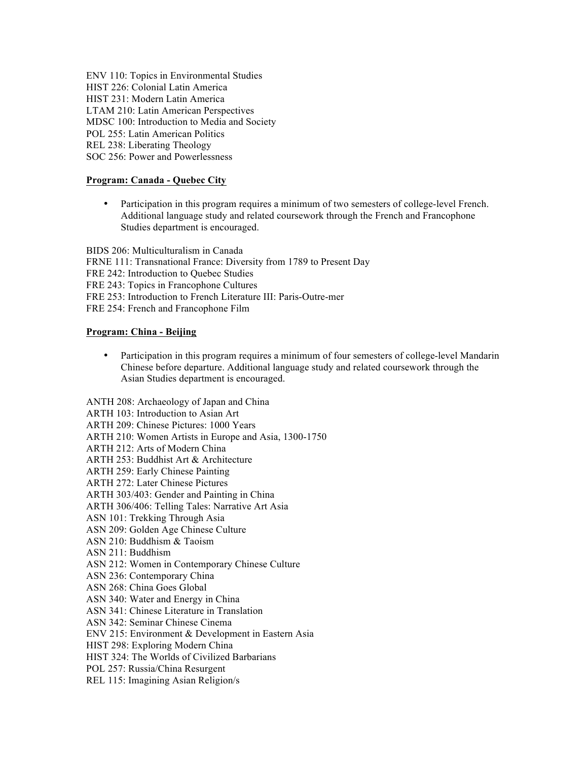ENV 110: Topics in Environmental Studies
HIST 226: Colonial Latin America
HIST 231: Modern Latin America
LTAM 210: Latin American Perspectives
MDSC 100: Introduction to Media and Society
POL 255: Latin American Politics
REL 238: Liberating Theology
SOC 256: Power and Powerlessness

**Program: Canada - Quebec City**

- Participation in this program requires a minimum of two semesters of college-level French. Additional language study and related coursework through the French and Francophone Studies department is encouraged.

BIDS 206: Multiculturalism in Canada
FRNE 111: Transnational France: Diversity from 1789 to Present Day
FRE 242: Introduction to Quebec Studies
FRE 243: Topics in Francophone Cultures
FRE 253: Introduction to French Literature III: Paris-Outre-mer
FRE 254: French and Francophone Film

**Program: China - Beijing**

- Participation in this program requires a minimum of four semesters of college-level Mandarin Chinese before departure. Additional language study and related coursework through the Asian Studies department is encouraged.

ANTH 208: Archaeology of Japan and China
ARTH 103: Introduction to Asian Art
ARTH 209: Chinese Pictures: 1000 Years
ARTH 210: Women Artists in Europe and Asia, 1300-1750
ARTH 212: Arts of Modern China
ARTH 253: Buddhist Art & Architecture
ARTH 259: Early Chinese Painting
ARTH 272: Later Chinese Pictures
ARTH 303/403: Gender and Painting in China
ARTH 306/406: Telling Tales: Narrative Art Asia
ASN 101: Trekking Through Asia
ASN 209: Golden Age Chinese Culture
ASN 210: Buddhism & Taoism
ASN 211: Buddhism
ASN 212: Women in Contemporary Chinese Culture
ASN 236: Contemporary China
ASN 268: China Goes Global
ASN 340: Water and Energy in China
ASN 341: Chinese Literature in Translation
ASN 342: Seminar Chinese Cinema
ENV 215: Environment & Development in Eastern Asia
HIST 298: Exploring Modern China
HIST 324: The Worlds of Civilized Barbarians
POL 257: Russia/China Resurgent
REL 115: Imagining Asian Religion/s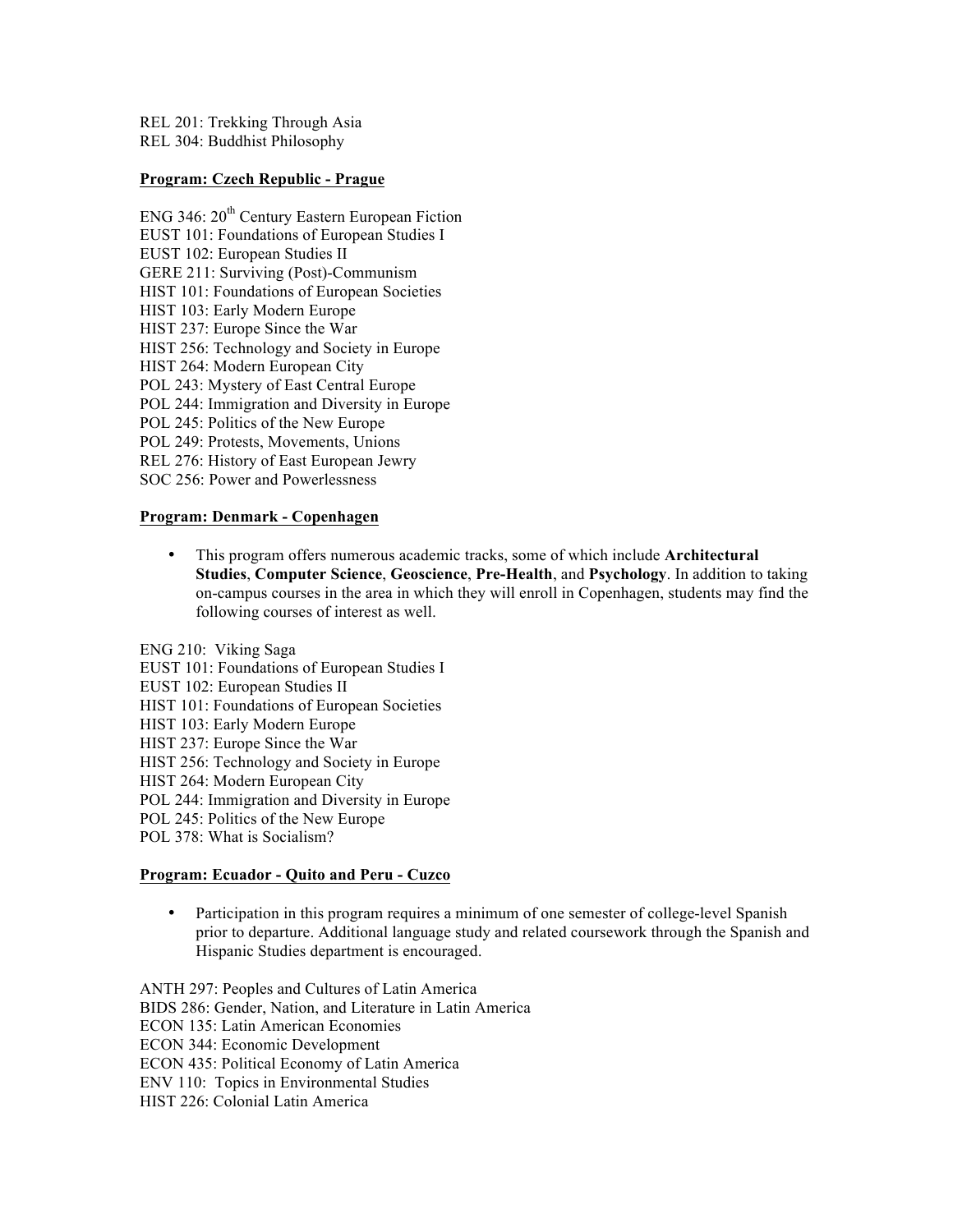REL 201: Trekking Through Asia
REL 304: Buddhist Philosophy

**Program: Czech Republic - Prague**

ENG 346: 20th Century Eastern European Fiction
EUST 101: Foundations of European Studies I
EUST 102: European Studies II
GERE 211: Surviving (Post)-Communism
HIST 101: Foundations of European Societies
HIST 103: Early Modern Europe
HIST 237: Europe Since the War
HIST 256: Technology and Society in Europe
HIST 264: Modern European City
POL 243: Mystery of East Central Europe
POL 244: Immigration and Diversity in Europe
POL 245: Politics of the New Europe
POL 249: Protests, Movements, Unions
REL 276: History of East European Jewry
SOC 256: Power and Powerlessness

**Program: Denmark - Copenhagen**

- This program offers numerous academic tracks, some of which include **Architectural Studies**, **Computer Science**, **Geoscience**, **Pre-Health**, and **Psychology**. In addition to taking on-campus courses in the area in which they will enroll in Copenhagen, students may find the following courses of interest as well.

ENG 210: Viking Saga
EUST 101: Foundations of European Studies I
EUST 102: European Studies II
HIST 101: Foundations of European Societies
HIST 103: Early Modern Europe
HIST 237: Europe Since the War
HIST 256: Technology and Society in Europe
HIST 264: Modern European City
POL 244: Immigration and Diversity in Europe
POL 245: Politics of the New Europe
POL 378: What is Socialism?

**Program: Ecuador - Quito and Peru - Cuzco**

- Participation in this program requires a minimum of one semester of college-level Spanish prior to departure. Additional language study and related coursework through the Spanish and Hispanic Studies department is encouraged.

ANTH 297: Peoples and Cultures of Latin America
BIDS 286: Gender, Nation, and Literature in Latin America
ECON 135: Latin American Economies
ECON 344: Economic Development
ECON 435: Political Economy of Latin America
ENV 110: Topics in Environmental Studies
HIST 226: Colonial Latin America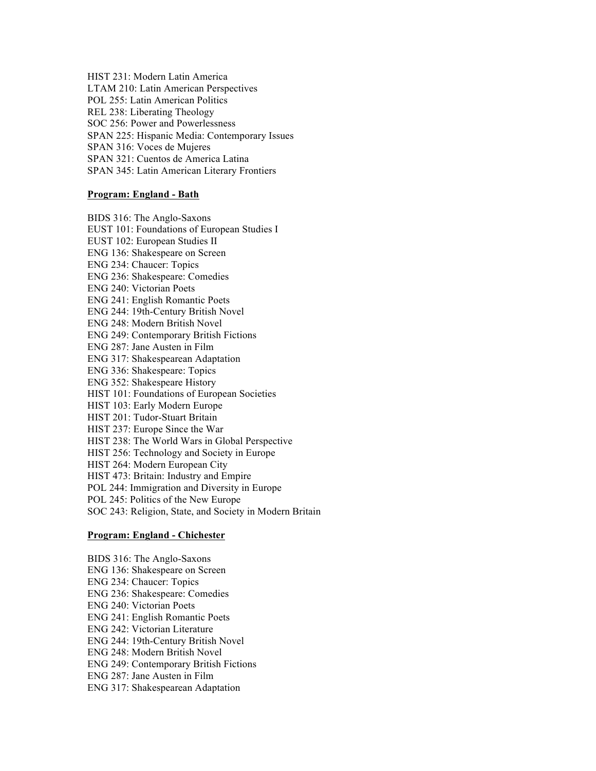HIST 231: Modern Latin America
LTAM 210: Latin American Perspectives
POL 255: Latin American Politics
REL 238: Liberating Theology
SOC 256: Power and Powerlessness
SPAN 225: Hispanic Media: Contemporary Issues
SPAN 316: Voces de Mujeres
SPAN 321: Cuentos de America Latina
SPAN 345: Latin American Literary Frontiers

**Program: England - Bath**

BIDS 316: The Anglo-Saxons
EUST 101: Foundations of European Studies I
EUST 102: European Studies II
ENG 136: Shakespeare on Screen
ENG 234: Chaucer: Topics
ENG 236: Shakespeare: Comedies
ENG 240: Victorian Poets
ENG 241: English Romantic Poets
ENG 244: 19th-Century British Novel
ENG 248: Modern British Novel
ENG 249: Contemporary British Fictions
ENG 287: Jane Austen in Film
ENG 317: Shakespearean Adaptation
ENG 336: Shakespeare: Topics
ENG 352: Shakespeare History
HIST 101: Foundations of European Societies
HIST 103: Early Modern Europe
HIST 201: Tudor-Stuart Britain
HIST 237: Europe Since the War
HIST 238: The World Wars in Global Perspective
HIST 256: Technology and Society in Europe
HIST 264: Modern European City
HIST 473: Britain: Industry and Empire
POL 244: Immigration and Diversity in Europe
POL 245: Politics of the New Europe
SOC 243: Religion, State, and Society in Modern Britain

**Program: England - Chichester**

BIDS 316: The Anglo-Saxons
ENG 136: Shakespeare on Screen
ENG 234: Chaucer: Topics
ENG 236: Shakespeare: Comedies
ENG 240: Victorian Poets
ENG 241: English Romantic Poets
ENG 242: Victorian Literature
ENG 244: 19th-Century British Novel
ENG 248: Modern British Novel
ENG 249: Contemporary British Fictions
ENG 287: Jane Austen in Film
ENG 317: Shakespearean Adaptation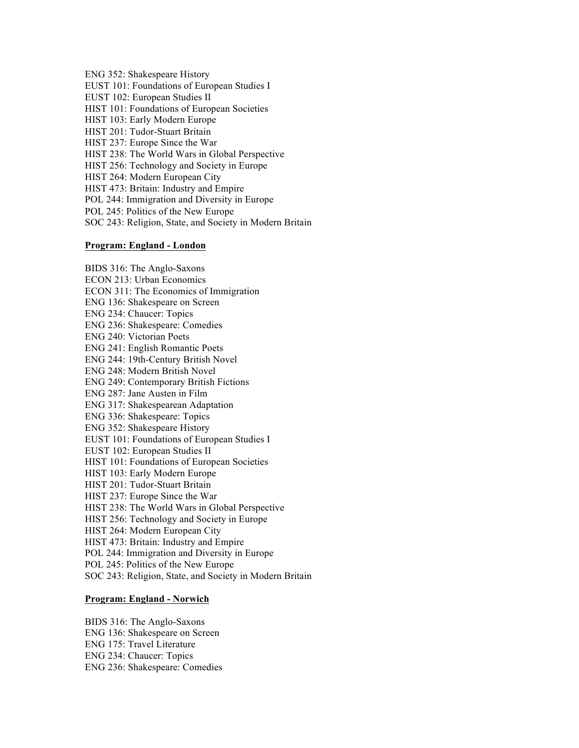ENG 352: Shakespeare History
EUST 101: Foundations of European Studies I
EUST 102: European Studies II
HIST 101: Foundations of European Societies
HIST 103: Early Modern Europe
HIST 201: Tudor-Stuart Britain
HIST 237: Europe Since the War
HIST 238: The World Wars in Global Perspective
HIST 256: Technology and Society in Europe
HIST 264: Modern European City
HIST 473: Britain: Industry and Empire
POL 244: Immigration and Diversity in Europe
POL 245: Politics of the New Europe
SOC 243: Religion, State, and Society in Modern Britain

**Program: England - London**

BIDS 316: The Anglo-Saxons
ECON 213: Urban Economics
ECON 311: The Economics of Immigration
ENG 136: Shakespeare on Screen
ENG 234: Chaucer: Topics
ENG 236: Shakespeare: Comedies
ENG 240: Victorian Poets
ENG 241: English Romantic Poets
ENG 244: 19th-Century British Novel
ENG 248: Modern British Novel
ENG 249: Contemporary British Fictions
ENG 287: Jane Austen in Film
ENG 317: Shakespearean Adaptation
ENG 336: Shakespeare: Topics
ENG 352: Shakespeare History
EUST 101: Foundations of European Studies I
EUST 102: European Studies II
HIST 101: Foundations of European Societies
HIST 103: Early Modern Europe
HIST 201: Tudor-Stuart Britain
HIST 237: Europe Since the War
HIST 238: The World Wars in Global Perspective
HIST 256: Technology and Society in Europe
HIST 264: Modern European City
HIST 473: Britain: Industry and Empire
POL 244: Immigration and Diversity in Europe
POL 245: Politics of the New Europe
SOC 243: Religion, State, and Society in Modern Britain

**Program: England - Norwich**

BIDS 316: The Anglo-Saxons
ENG 136: Shakespeare on Screen
ENG 175: Travel Literature
ENG 234: Chaucer: Topics
ENG 236: Shakespeare: Comedies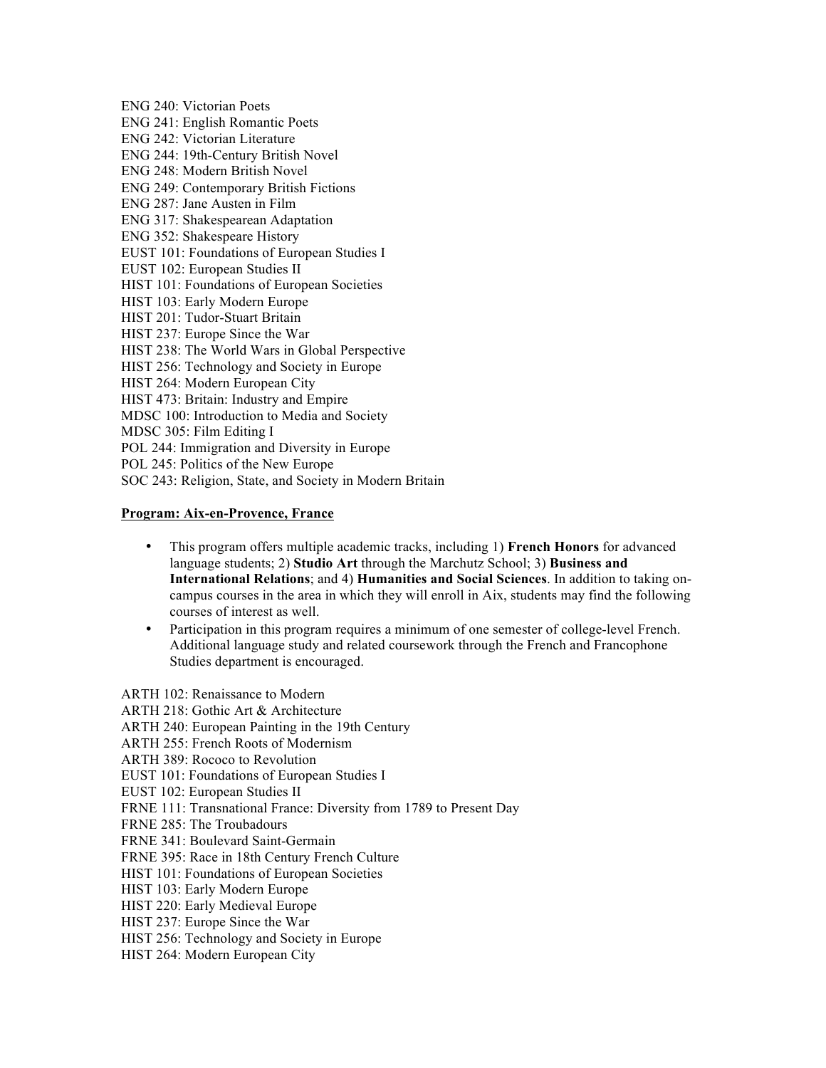ENG 240: Victorian Poets
ENG 241: English Romantic Poets
ENG 242: Victorian Literature
ENG 244: 19th-Century British Novel
ENG 248: Modern British Novel
ENG 249: Contemporary British Fictions
ENG 287: Jane Austen in Film
ENG 317: Shakespearean Adaptation
ENG 352: Shakespeare History
EUST 101: Foundations of European Studies I
EUST 102: European Studies II
HIST 101: Foundations of European Societies
HIST 103: Early Modern Europe
HIST 201: Tudor-Stuart Britain
HIST 237: Europe Since the War
HIST 238: The World Wars in Global Perspective
HIST 256: Technology and Society in Europe
HIST 264: Modern European City
HIST 473: Britain: Industry and Empire
MDSC 100: Introduction to Media and Society
MDSC 305: Film Editing I
POL 244: Immigration and Diversity in Europe
POL 245: Politics of the New Europe
SOC 243: Religion, State, and Society in Modern Britain

**Program: Aix-en-Provence, France**

- This program offers multiple academic tracks, including 1) **French Honors** for advanced language students; 2) **Studio Art** through the Marchutz School; 3) **Business and International Relations**; and 4) **Humanities and Social Sciences**. In addition to taking on-campus courses in the area in which they will enroll in Aix, students may find the following courses of interest as well.
- Participation in this program requires a minimum of one semester of college-level French. Additional language study and related coursework through the French and Francophone Studies department is encouraged.

ARTH 102: Renaissance to Modern
ARTH 218: Gothic Art & Architecture
ARTH 240: European Painting in the 19th Century
ARTH 255: French Roots of Modernism
ARTH 389: Rococo to Revolution
EUST 101: Foundations of European Studies I
EUST 102: European Studies II
FRNE 111: Transnational France: Diversity from 1789 to Present Day
FRNE 285: The Troubadours
FRNE 341: Boulevard Saint-Germain
FRNE 395: Race in 18th Century French Culture
HIST 101: Foundations of European Societies
HIST 103: Early Modern Europe
HIST 220: Early Medieval Europe
HIST 237: Europe Since the War
HIST 256: Technology and Society in Europe
HIST 264: Modern European City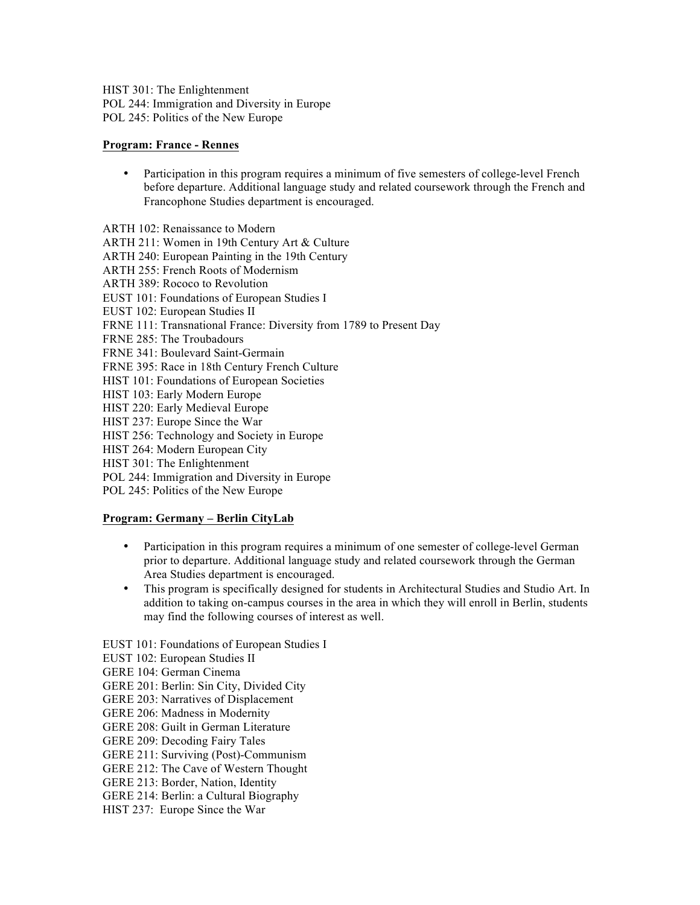HIST 301: The Enlightenment
POL 244: Immigration and Diversity in Europe
POL 245: Politics of the New Europe

**Program: France - Rennes**

- Participation in this program requires a minimum of five semesters of college-level French before departure. Additional language study and related coursework through the French and Francophone Studies department is encouraged.

ARTH 102: Renaissance to Modern
ARTH 211: Women in 19th Century Art & Culture
ARTH 240: European Painting in the 19th Century
ARTH 255: French Roots of Modernism
ARTH 389: Rococo to Revolution
EUST 101: Foundations of European Studies I
EUST 102: European Studies II
FRNE 111: Transnational France: Diversity from 1789 to Present Day
FRNE 285: The Troubadours
FRNE 341: Boulevard Saint-Germain
FRNE 395: Race in 18th Century French Culture
HIST 101: Foundations of European Societies
HIST 103: Early Modern Europe
HIST 220: Early Medieval Europe
HIST 237: Europe Since the War
HIST 256: Technology and Society in Europe
HIST 264: Modern European City
HIST 301: The Enlightenment
POL 244: Immigration and Diversity in Europe
POL 245: Politics of the New Europe

**Program: Germany – Berlin CityLab**

- Participation in this program requires a minimum of one semester of college-level German prior to departure. Additional language study and related coursework through the German Area Studies department is encouraged.
- This program is specifically designed for students in Architectural Studies and Studio Art. In addition to taking on-campus courses in the area in which they will enroll in Berlin, students may find the following courses of interest as well.

EUST 101: Foundations of European Studies I
EUST 102: European Studies II
GERE 104: German Cinema
GERE 201: Berlin: Sin City, Divided City
GERE 203: Narratives of Displacement
GERE 206: Madness in Modernity
GERE 208: Guilt in German Literature
GERE 209: Decoding Fairy Tales
GERE 211: Surviving (Post)-Communism
GERE 212: The Cave of Western Thought
GERE 213: Border, Nation, Identity
GERE 214: Berlin: a Cultural Biography
HIST 237: Europe Since the War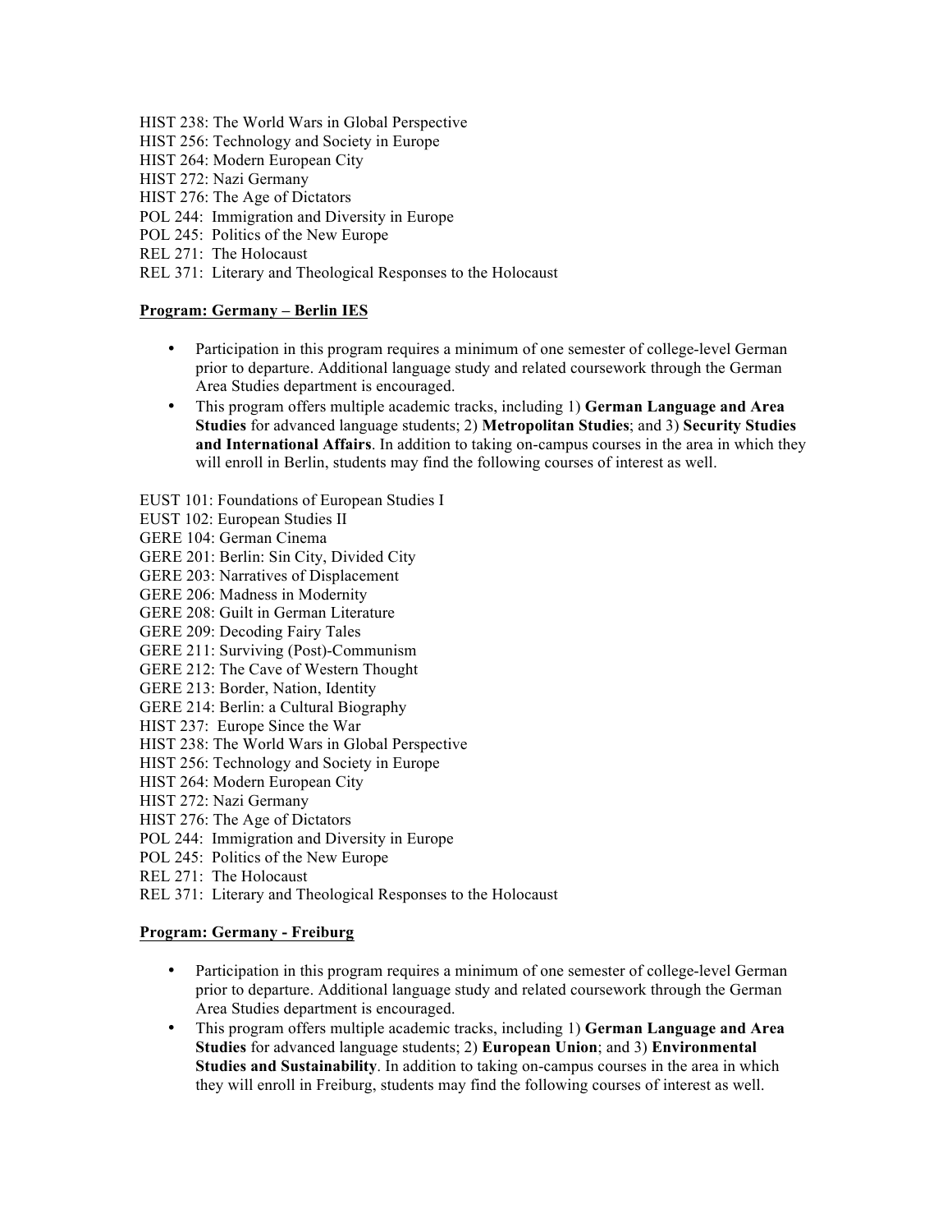HIST 238: The World Wars in Global Perspective
HIST 256: Technology and Society in Europe
HIST 264: Modern European City
HIST 272: Nazi Germany
HIST 276: The Age of Dictators
POL 244: Immigration and Diversity in Europe
POL 245: Politics of the New Europe
REL 271: The Holocaust
REL 371: Literary and Theological Responses to the Holocaust

**Program: Germany – Berlin IES**

- Participation in this program requires a minimum of one semester of college-level German prior to departure. Additional language study and related coursework through the German Area Studies department is encouraged.
- This program offers multiple academic tracks, including 1) **German Language and Area Studies** for advanced language students; 2) **Metropolitan Studies**; and 3) **Security Studies and International Affairs**. In addition to taking on-campus courses in the area in which they will enroll in Berlin, students may find the following courses of interest as well.

EUST 101: Foundations of European Studies I
EUST 102: European Studies II
GERE 104: German Cinema
GERE 201: Berlin: Sin City, Divided City
GERE 203: Narratives of Displacement
GERE 206: Madness in Modernity
GERE 208: Guilt in German Literature
GERE 209: Decoding Fairy Tales
GERE 211: Surviving (Post)-Communism
GERE 212: The Cave of Western Thought
GERE 213: Border, Nation, Identity
GERE 214: Berlin: a Cultural Biography
HIST 237: Europe Since the War
HIST 238: The World Wars in Global Perspective
HIST 256: Technology and Society in Europe
HIST 264: Modern European City
HIST 272: Nazi Germany
HIST 276: The Age of Dictators
POL 244: Immigration and Diversity in Europe
POL 245: Politics of the New Europe
REL 271: The Holocaust
REL 371: Literary and Theological Responses to the Holocaust

**Program: Germany - Freiburg**

- Participation in this program requires a minimum of one semester of college-level German prior to departure. Additional language study and related coursework through the German Area Studies department is encouraged.
- This program offers multiple academic tracks, including 1) **German Language and Area Studies** for advanced language students; 2) **European Union**; and 3) **Environmental Studies and Sustainability**. In addition to taking on-campus courses in the area in which they will enroll in Freiburg, students may find the following courses of interest as well.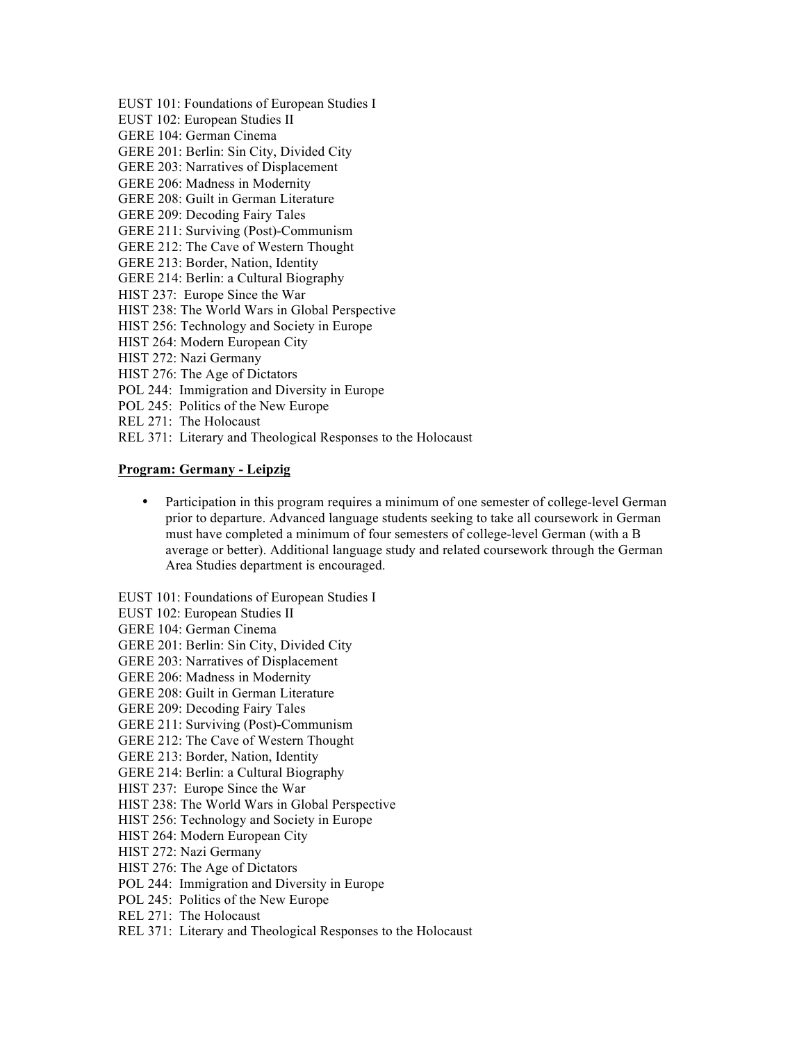EUST 101: Foundations of European Studies I
EUST 102: European Studies II
GERE 104: German Cinema
GERE 201: Berlin: Sin City, Divided City
GERE 203: Narratives of Displacement
GERE 206: Madness in Modernity
GERE 208: Guilt in German Literature
GERE 209: Decoding Fairy Tales
GERE 211: Surviving (Post)-Communism
GERE 212: The Cave of Western Thought
GERE 213: Border, Nation, Identity
GERE 214: Berlin: a Cultural Biography
HIST 237: Europe Since the War
HIST 238: The World Wars in Global Perspective
HIST 256: Technology and Society in Europe
HIST 264: Modern European City
HIST 272: Nazi Germany
HIST 276: The Age of Dictators
POL 244: Immigration and Diversity in Europe
POL 245: Politics of the New Europe
REL 271: The Holocaust
REL 371: Literary and Theological Responses to the Holocaust

**Program: Germany - Leipzig**

- Participation in this program requires a minimum of one semester of college-level German prior to departure. Advanced language students seeking to take all coursework in German must have completed a minimum of four semesters of college-level German (with a B average or better). Additional language study and related coursework through the German Area Studies department is encouraged.

EUST 101: Foundations of European Studies I
EUST 102: European Studies II
GERE 104: German Cinema
GERE 201: Berlin: Sin City, Divided City
GERE 203: Narratives of Displacement
GERE 206: Madness in Modernity
GERE 208: Guilt in German Literature
GERE 209: Decoding Fairy Tales
GERE 211: Surviving (Post)-Communism
GERE 212: The Cave of Western Thought
GERE 213: Border, Nation, Identity
GERE 214: Berlin: a Cultural Biography
HIST 237: Europe Since the War
HIST 238: The World Wars in Global Perspective
HIST 256: Technology and Society in Europe
HIST 264: Modern European City
HIST 272: Nazi Germany
HIST 276: The Age of Dictators
POL 244: Immigration and Diversity in Europe
POL 245: Politics of the New Europe
REL 271: The Holocaust
REL 371: Literary and Theological Responses to the Holocaust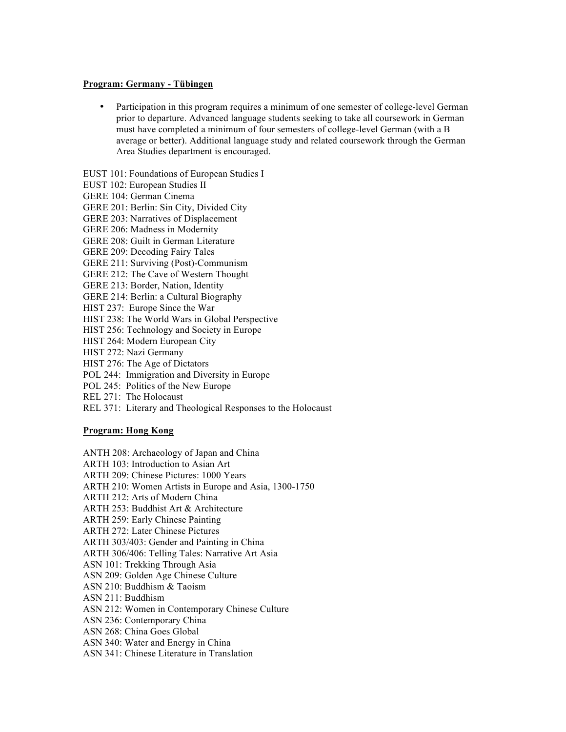**Program: Germany - Tübingen**

- Participation in this program requires a minimum of one semester of college-level German prior to departure. Advanced language students seeking to take all coursework in German must have completed a minimum of four semesters of college-level German (with a B average or better). Additional language study and related coursework through the German Area Studies department is encouraged.

EUST 101: Foundations of European Studies I
EUST 102: European Studies II
GERE 104: German Cinema
GERE 201: Berlin: Sin City, Divided City
GERE 203: Narratives of Displacement
GERE 206: Madness in Modernity
GERE 208: Guilt in German Literature
GERE 209: Decoding Fairy Tales
GERE 211: Surviving (Post)-Communism
GERE 212: The Cave of Western Thought
GERE 213: Border, Nation, Identity
GERE 214: Berlin: a Cultural Biography
HIST 237: Europe Since the War
HIST 238: The World Wars in Global Perspective
HIST 256: Technology and Society in Europe
HIST 264: Modern European City
HIST 272: Nazi Germany
HIST 276: The Age of Dictators
POL 244: Immigration and Diversity in Europe
POL 245: Politics of the New Europe
REL 271: The Holocaust
REL 371: Literary and Theological Responses to the Holocaust

**Program: Hong Kong**

ANTH 208: Archaeology of Japan and China
ARTH 103: Introduction to Asian Art
ARTH 209: Chinese Pictures: 1000 Years
ARTH 210: Women Artists in Europe and Asia, 1300-1750
ARTH 212: Arts of Modern China
ARTH 253: Buddhist Art & Architecture
ARTH 259: Early Chinese Painting
ARTH 272: Later Chinese Pictures
ARTH 303/403: Gender and Painting in China
ARTH 306/406: Telling Tales: Narrative Art Asia
ASN 101: Trekking Through Asia
ASN 209: Golden Age Chinese Culture
ASN 210: Buddhism & Taoism
ASN 211: Buddhism
ASN 212: Women in Contemporary Chinese Culture
ASN 236: Contemporary China
ASN 268: China Goes Global
ASN 340: Water and Energy in China
ASN 341: Chinese Literature in Translation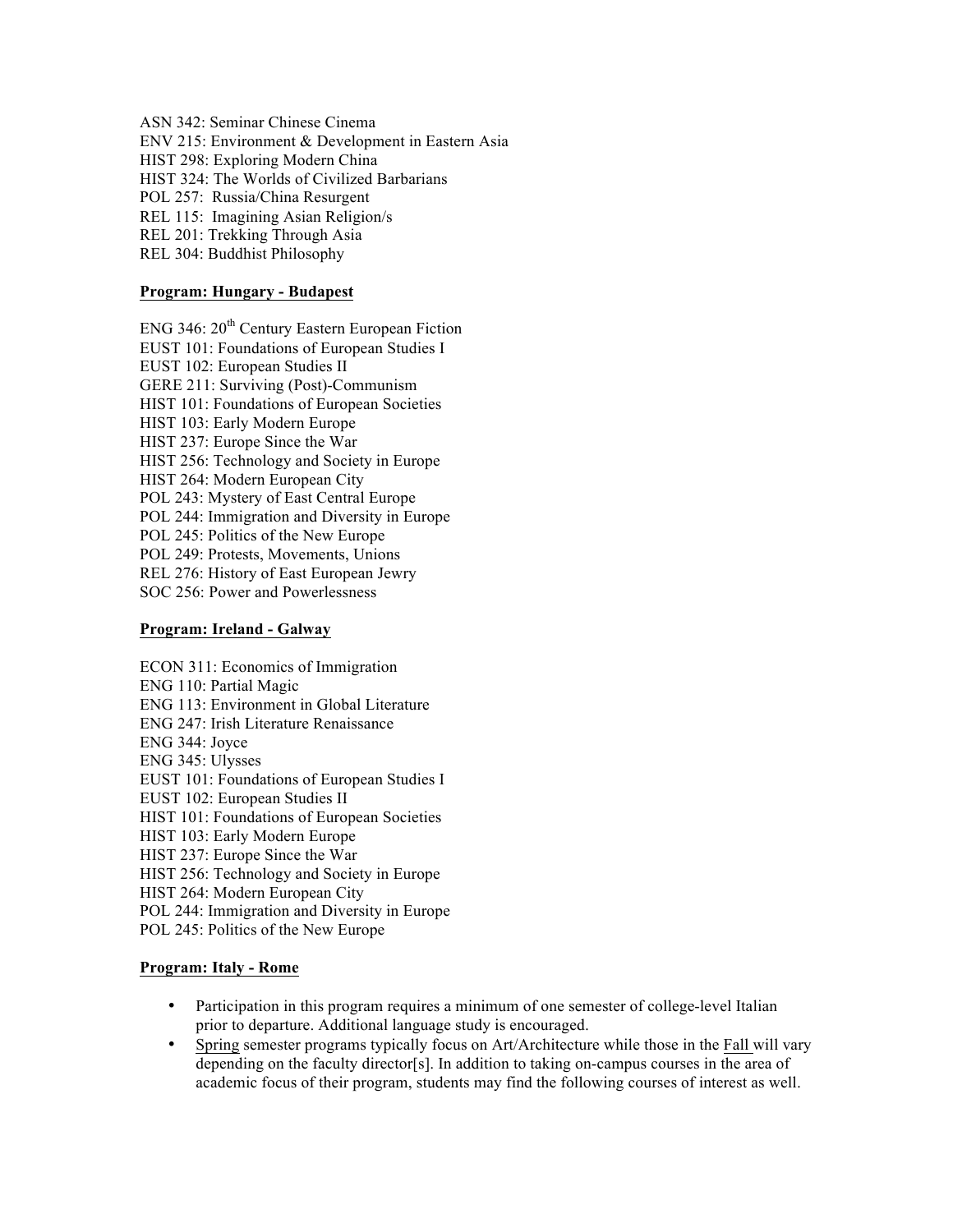ASN 342: Seminar Chinese Cinema
ENV 215: Environment & Development in Eastern Asia
HIST 298: Exploring Modern China
HIST 324: The Worlds of Civilized Barbarians
POL 257: Russia/China Resurgent
REL 115: Imagining Asian Religion/s
REL 201: Trekking Through Asia
REL 304: Buddhist Philosophy

**Program: Hungary - Budapest**

ENG 346: 20th Century Eastern European Fiction
EUST 101: Foundations of European Studies I
EUST 102: European Studies II
GERE 211: Surviving (Post)-Communism
HIST 101: Foundations of European Societies
HIST 103: Early Modern Europe
HIST 237: Europe Since the War
HIST 256: Technology and Society in Europe
HIST 264: Modern European City
POL 243: Mystery of East Central Europe
POL 244: Immigration and Diversity in Europe
POL 245: Politics of the New Europe
POL 249: Protests, Movements, Unions
REL 276: History of East European Jewry
SOC 256: Power and Powerlessness

**Program: Ireland - Galway**

ECON 311: Economics of Immigration
ENG 110: Partial Magic
ENG 113: Environment in Global Literature
ENG 247: Irish Literature Renaissance
ENG 344: Joyce
ENG 345: Ulysses
EUST 101: Foundations of European Studies I
EUST 102: European Studies II
HIST 101: Foundations of European Societies
HIST 103: Early Modern Europe
HIST 237: Europe Since the War
HIST 256: Technology and Society in Europe
HIST 264: Modern European City
POL 244: Immigration and Diversity in Europe
POL 245: Politics of the New Europe

**Program: Italy - Rome**

- Participation in this program requires a minimum of one semester of college-level Italian prior to departure. Additional language study is encouraged.
- Spring semester programs typically focus on Art/Architecture while those in the Fall will vary depending on the faculty director[s]. In addition to taking on-campus courses in the area of academic focus of their program, students may find the following courses of interest as well.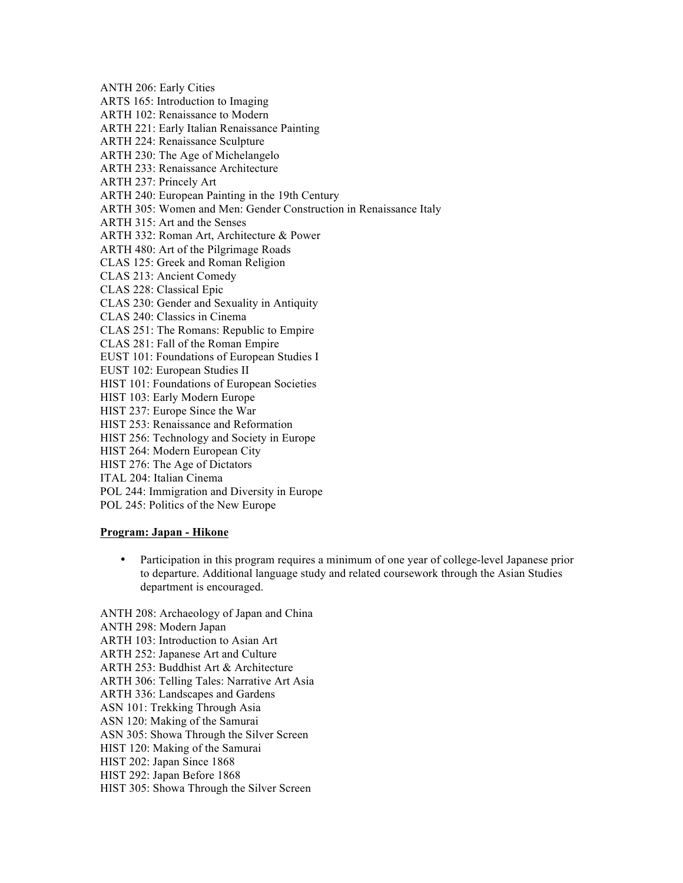ANTH 206: Early Cities
ARTS 165: Introduction to Imaging
ARTH 102: Renaissance to Modern
ARTH 221: Early Italian Renaissance Painting
ARTH 224: Renaissance Sculpture
ARTH 230: The Age of Michelangelo
ARTH 233: Renaissance Architecture
ARTH 237: Princely Art
ARTH 240: European Painting in the 19th Century
ARTH 305: Women and Men: Gender Construction in Renaissance Italy
ARTH 315: Art and the Senses
ARTH 332: Roman Art, Architecture & Power
ARTH 480: Art of the Pilgrimage Roads
CLAS 125: Greek and Roman Religion
CLAS 213: Ancient Comedy
CLAS 228: Classical Epic
CLAS 230: Gender and Sexuality in Antiquity
CLAS 240: Classics in Cinema
CLAS 251: The Romans: Republic to Empire
CLAS 281: Fall of the Roman Empire
EUST 101: Foundations of European Studies I
EUST 102: European Studies II
HIST 101: Foundations of European Societies
HIST 103: Early Modern Europe
HIST 237: Europe Since the War
HIST 253: Renaissance and Reformation
HIST 256: Technology and Society in Europe
HIST 264: Modern European City
HIST 276: The Age of Dictators
ITAL 204: Italian Cinema
POL 244: Immigration and Diversity in Europe
POL 245: Politics of the New Europe

**Program: Japan - Hikone**

- Participation in this program requires a minimum of one year of college-level Japanese prior to departure. Additional language study and related coursework through the Asian Studies department is encouraged.

ANTH 208: Archaeology of Japan and China
ANTH 298: Modern Japan
ARTH 103: Introduction to Asian Art
ARTH 252: Japanese Art and Culture
ARTH 253: Buddhist Art & Architecture
ARTH 306: Telling Tales: Narrative Art Asia
ARTH 336: Landscapes and Gardens
ASN 101: Trekking Through Asia
ASN 120: Making of the Samurai
ASN 305: Showa Through the Silver Screen
HIST 120: Making of the Samurai
HIST 202: Japan Since 1868
HIST 292: Japan Before 1868
HIST 305: Showa Through the Silver Screen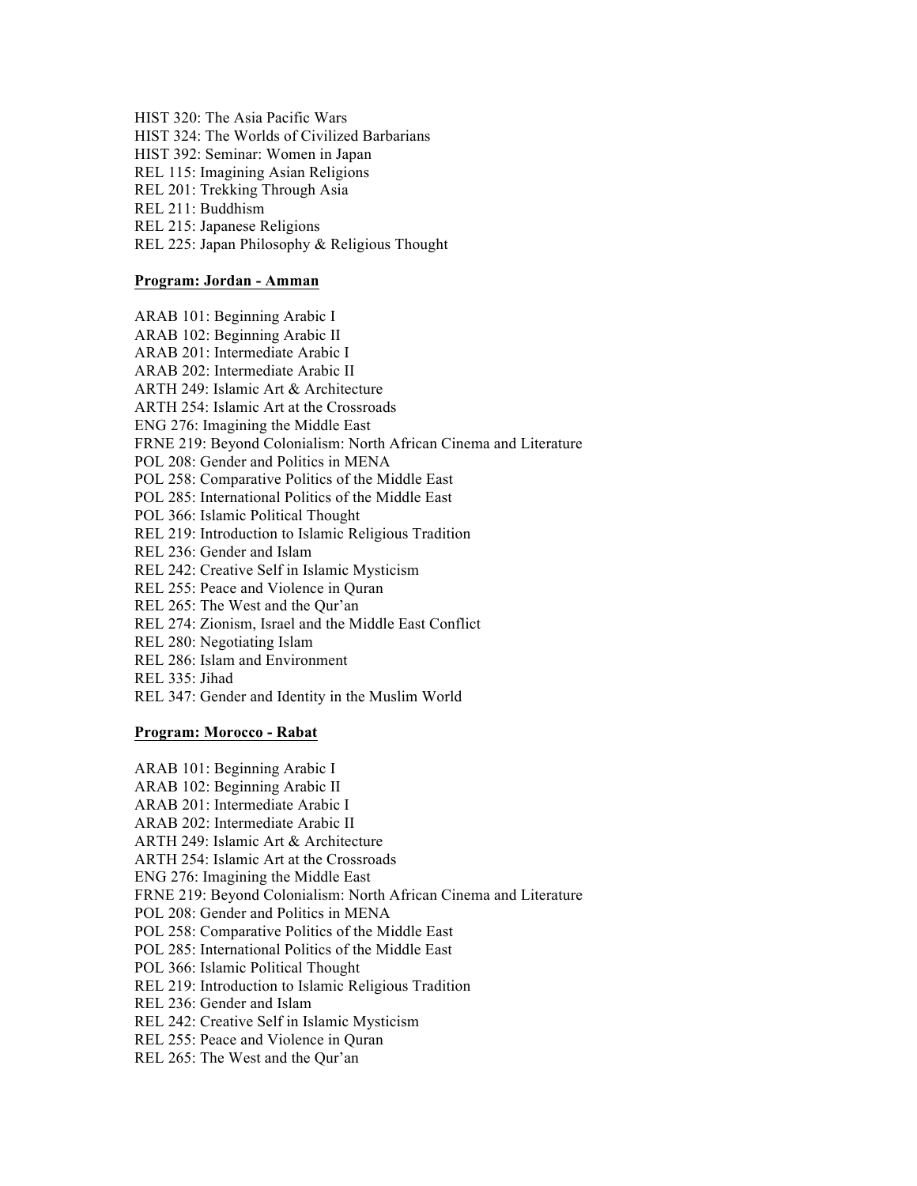HIST 320: The Asia Pacific Wars
HIST 324: The Worlds of Civilized Barbarians
HIST 392: Seminar: Women in Japan
REL 115: Imagining Asian Religions
REL 201: Trekking Through Asia
REL 211: Buddhism
REL 215: Japanese Religions
REL 225: Japan Philosophy & Religious Thought

**Program: Jordan - Amman**

ARAB 101: Beginning Arabic I
ARAB 102: Beginning Arabic II
ARAB 201: Intermediate Arabic I
ARAB 202: Intermediate Arabic II
ARTH 249: Islamic Art & Architecture
ARTH 254: Islamic Art at the Crossroads
ENG 276: Imagining the Middle East
FRNE 219: Beyond Colonialism: North African Cinema and Literature
POL 208: Gender and Politics in MENA
POL 258: Comparative Politics of the Middle East
POL 285: International Politics of the Middle East
POL 366: Islamic Political Thought
REL 219: Introduction to Islamic Religious Tradition
REL 236: Gender and Islam
REL 242: Creative Self in Islamic Mysticism
REL 255: Peace and Violence in Quran
REL 265: The West and the Qur'an
REL 274: Zionism, Israel and the Middle East Conflict
REL 280: Negotiating Islam
REL 286: Islam and Environment
REL 335: Jihad
REL 347: Gender and Identity in the Muslim World

**Program: Morocco - Rabat**

ARAB 101: Beginning Arabic I
ARAB 102: Beginning Arabic II
ARAB 201: Intermediate Arabic I
ARAB 202: Intermediate Arabic II
ARTH 249: Islamic Art & Architecture
ARTH 254: Islamic Art at the Crossroads
ENG 276: Imagining the Middle East
FRNE 219: Beyond Colonialism: North African Cinema and Literature
POL 208: Gender and Politics in MENA
POL 258: Comparative Politics of the Middle East
POL 285: International Politics of the Middle East
POL 366: Islamic Political Thought
REL 219: Introduction to Islamic Religious Tradition
REL 236: Gender and Islam
REL 242: Creative Self in Islamic Mysticism
REL 255: Peace and Violence in Quran
REL 265: The West and the Qur'an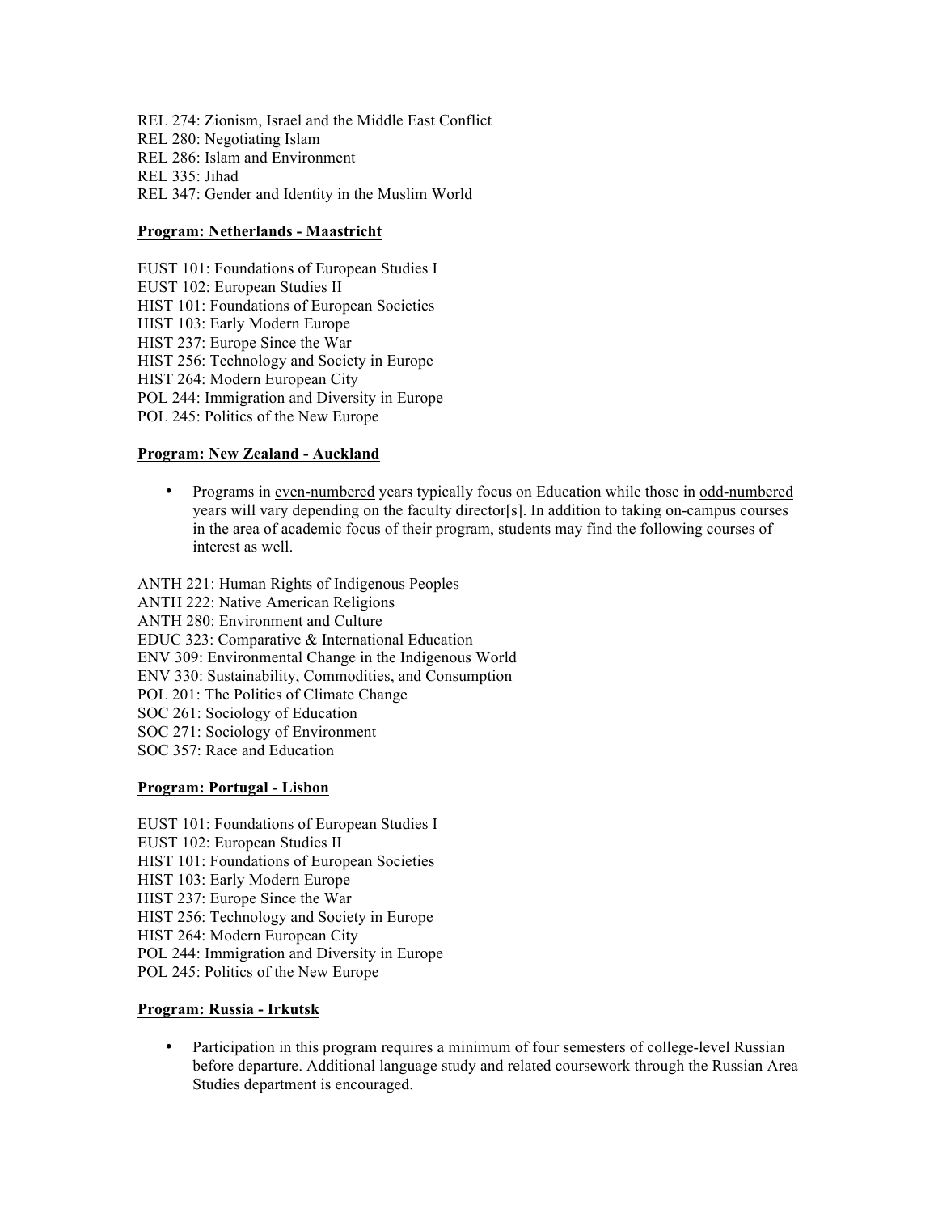REL 274: Zionism, Israel and the Middle East Conflict
REL 280: Negotiating Islam
REL 286: Islam and Environment
REL 335: Jihad
REL 347: Gender and Identity in the Muslim World

**Program: Netherlands - Maastricht**

EUST 101: Foundations of European Studies I
EUST 102: European Studies II
HIST 101: Foundations of European Societies
HIST 103: Early Modern Europe
HIST 237: Europe Since the War
HIST 256: Technology and Society in Europe
HIST 264: Modern European City
POL 244: Immigration and Diversity in Europe
POL 245: Politics of the New Europe

**Program: New Zealand - Auckland**

- Programs in even-numbered years typically focus on Education while those in odd-numbered years will vary depending on the faculty director[s]. In addition to taking on-campus courses in the area of academic focus of their program, students may find the following courses of interest as well.

ANTH 221: Human Rights of Indigenous Peoples
ANTH 222: Native American Religions
ANTH 280: Environment and Culture
EDUC 323: Comparative & International Education
ENV 309: Environmental Change in the Indigenous World
ENV 330: Sustainability, Commodities, and Consumption
POL 201: The Politics of Climate Change
SOC 261: Sociology of Education
SOC 271: Sociology of Environment
SOC 357: Race and Education

**Program: Portugal - Lisbon**

EUST 101: Foundations of European Studies I
EUST 102: European Studies II
HIST 101: Foundations of European Societies
HIST 103: Early Modern Europe
HIST 237: Europe Since the War
HIST 256: Technology and Society in Europe
HIST 264: Modern European City
POL 244: Immigration and Diversity in Europe
POL 245: Politics of the New Europe

**Program: Russia - Irkutsk**

- Participation in this program requires a minimum of four semesters of college-level Russian before departure. Additional language study and related coursework through the Russian Area Studies department is encouraged.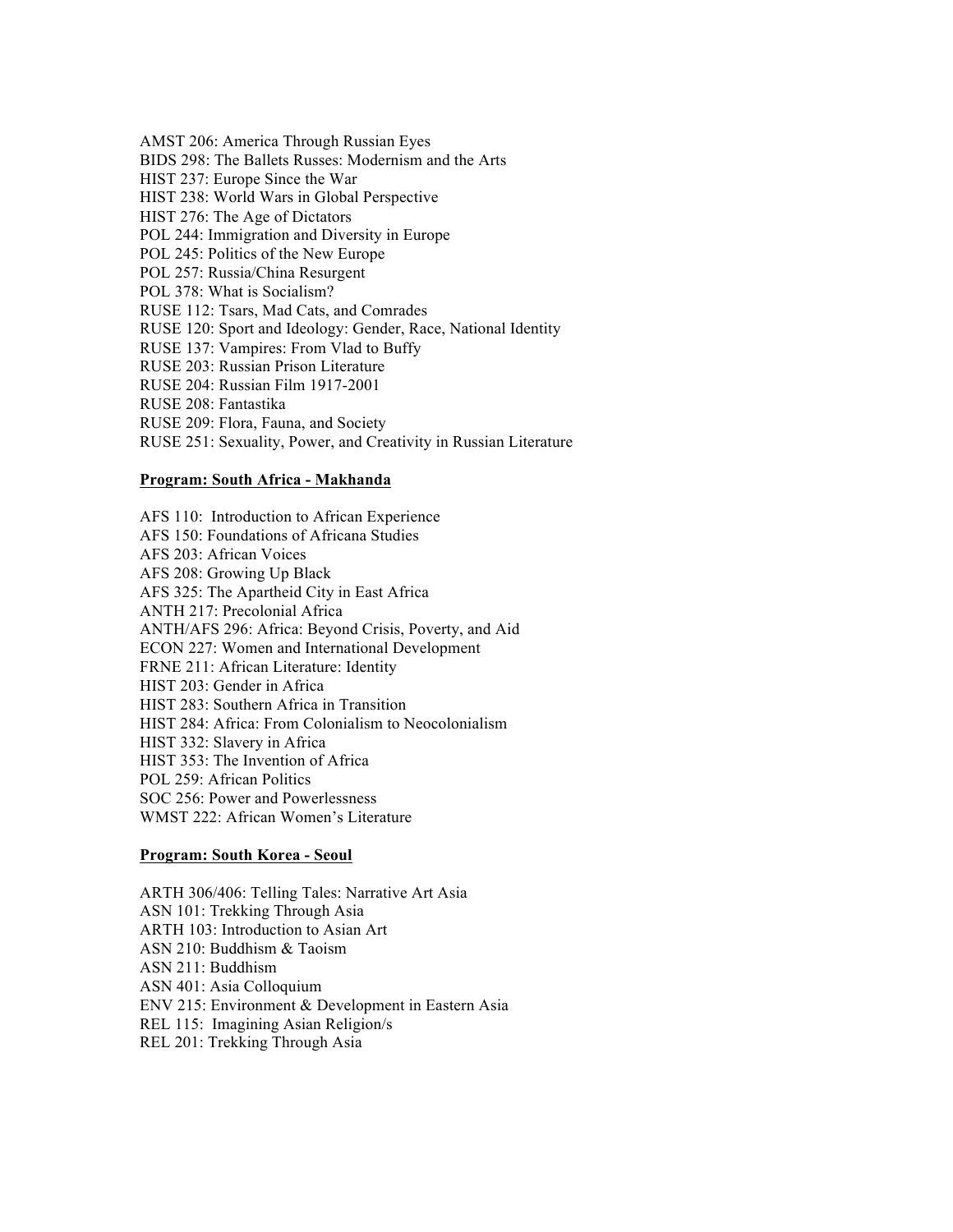AMST 206: America Through Russian Eyes
BIDS 298: The Ballets Russes: Modernism and the Arts
HIST 237: Europe Since the War
HIST 238: World Wars in Global Perspective
HIST 276: The Age of Dictators
POL 244: Immigration and Diversity in Europe
POL 245: Politics of the New Europe
POL 257: Russia/China Resurgent
POL 378: What is Socialism?
RUSE 112: Tsars, Mad Cats, and Comrades
RUSE 120: Sport and Ideology: Gender, Race, National Identity
RUSE 137: Vampires: From Vlad to Buffy
RUSE 203: Russian Prison Literature
RUSE 204: Russian Film 1917-2001
RUSE 208: Fantastika
RUSE 209: Flora, Fauna, and Society
RUSE 251: Sexuality, Power, and Creativity in Russian Literature

**Program: South Africa - Makhanda**

AFS 110: Introduction to African Experience
AFS 150: Foundations of Africana Studies
AFS 203: African Voices
AFS 208: Growing Up Black
AFS 325: The Apartheid City in East Africa
ANTH 217: Precolonial Africa
ANTH/AFS 296: Africa: Beyond Crisis, Poverty, and Aid
ECON 227: Women and International Development
FRNE 211: African Literature: Identity
HIST 203: Gender in Africa
HIST 283: Southern Africa in Transition
HIST 284: Africa: From Colonialism to Neocolonialism
HIST 332: Slavery in Africa
HIST 353: The Invention of Africa
POL 259: African Politics
SOC 256: Power and Powerlessness
WMST 222: African Women's Literature

**Program: South Korea - Seoul**

ARTH 306/406: Telling Tales: Narrative Art Asia
ASN 101: Trekking Through Asia
ARTH 103: Introduction to Asian Art
ASN 210: Buddhism & Taoism
ASN 211: Buddhism
ASN 401: Asia Colloquium
ENV 215: Environment & Development in Eastern Asia
REL 115: Imagining Asian Religion/s
REL 201: Trekking Through Asia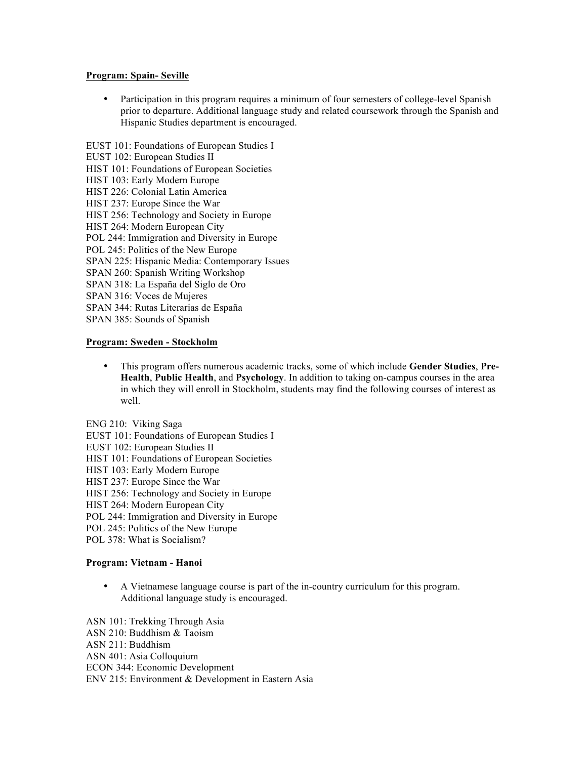**<u>Program: Spain- Seville</u>**

- Participation in this program requires a minimum of four semesters of college-level Spanish prior to departure. Additional language study and related coursework through the Spanish and Hispanic Studies department is encouraged.

EUST 101: Foundations of European Studies I
EUST 102: European Studies II
HIST 101: Foundations of European Societies
HIST 103: Early Modern Europe
HIST 226: Colonial Latin America
HIST 237: Europe Since the War
HIST 256: Technology and Society in Europe
HIST 264: Modern European City
POL 244: Immigration and Diversity in Europe
POL 245: Politics of the New Europe
SPAN 225: Hispanic Media: Contemporary Issues
SPAN 260: Spanish Writing Workshop
SPAN 318: La España del Siglo de Oro
SPAN 316: Voces de Mujeres
SPAN 344: Rutas Literarias de España
SPAN 385: Sounds of Spanish

**<u>Program: Sweden - Stockholm</u>**

- This program offers numerous academic tracks, some of which include **Gender Studies**, **Pre-Health**, **Public Health**, and **Psychology**. In addition to taking on-campus courses in the area in which they will enroll in Stockholm, students may find the following courses of interest as well.

ENG 210: Viking Saga
EUST 101: Foundations of European Studies I
EUST 102: European Studies II
HIST 101: Foundations of European Societies
HIST 103: Early Modern Europe
HIST 237: Europe Since the War
HIST 256: Technology and Society in Europe
HIST 264: Modern European City
POL 244: Immigration and Diversity in Europe
POL 245: Politics of the New Europe
POL 378: What is Socialism?

**<u>Program: Vietnam - Hanoi</u>**

- A Vietnamese language course is part of the in-country curriculum for this program. Additional language study is encouraged.

ASN 101: Trekking Through Asia
ASN 210: Buddhism & Taoism
ASN 211: Buddhism
ASN 401: Asia Colloquium
ECON 344: Economic Development
ENV 215: Environment & Development in Eastern Asia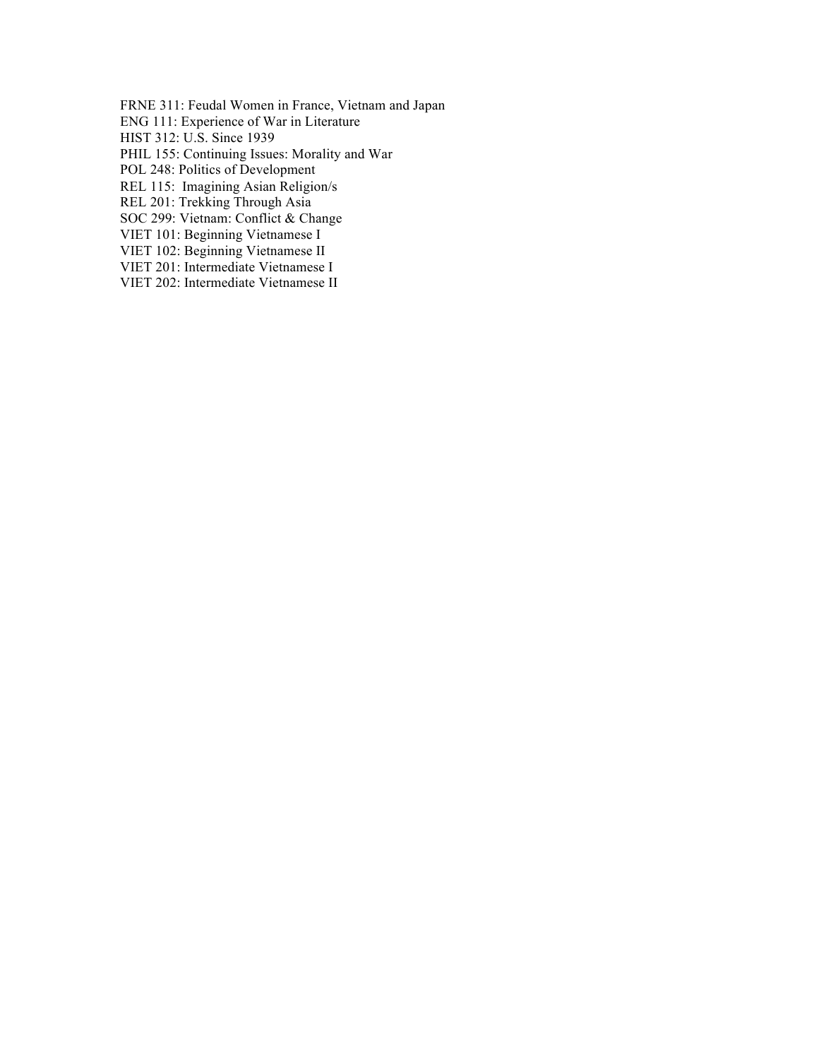FRNE 311: Feudal Women in France, Vietnam and Japan
ENG 111: Experience of War in Literature
HIST 312: U.S. Since 1939
PHIL 155: Continuing Issues: Morality and War
POL 248: Politics of Development
REL 115: Imagining Asian Religion/s
REL 201: Trekking Through Asia
SOC 299: Vietnam: Conflict & Change
VIET 101: Beginning Vietnamese I
VIET 102: Beginning Vietnamese II
VIET 201: Intermediate Vietnamese I
VIET 202: Intermediate Vietnamese II